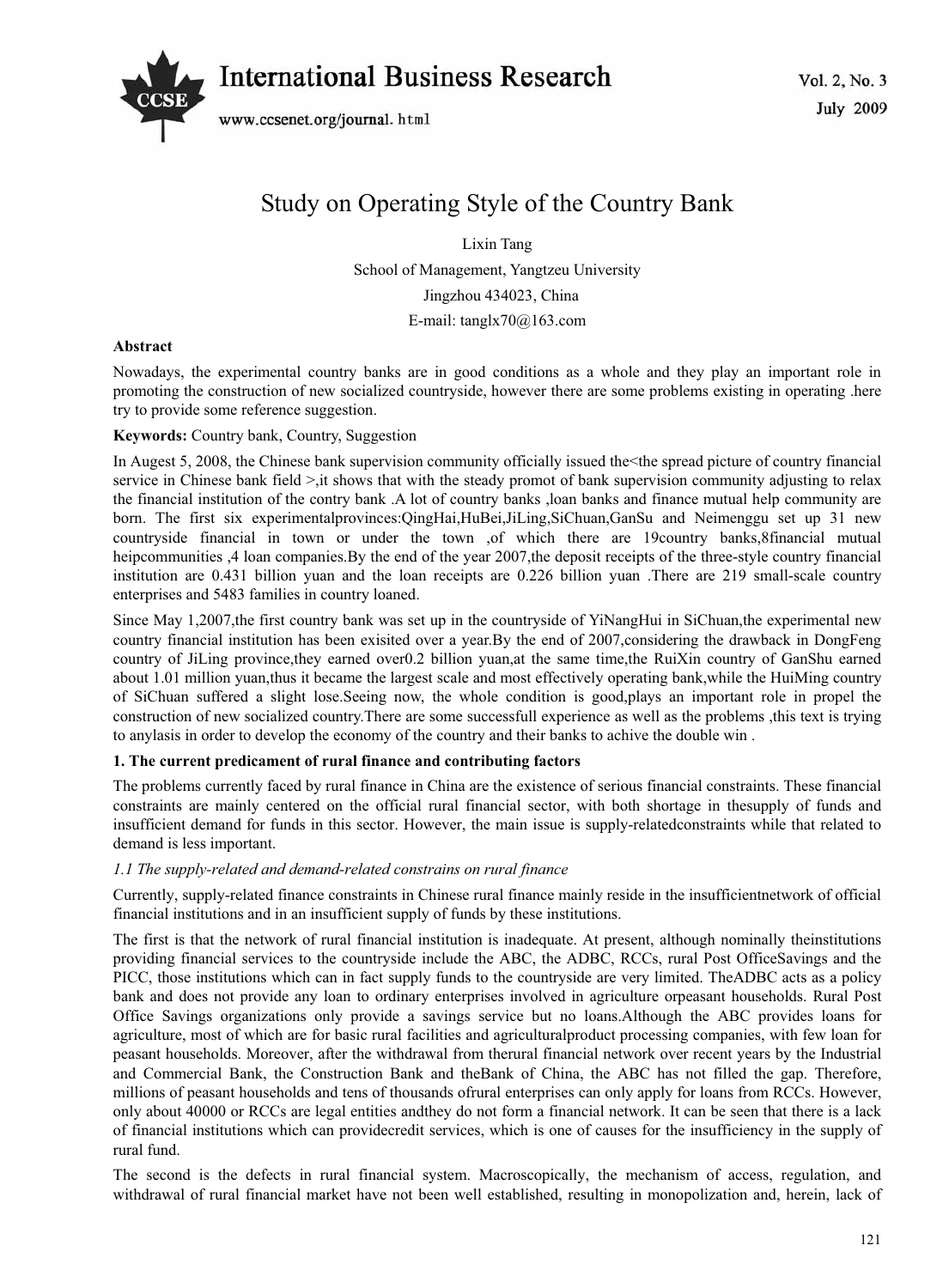# Study on Operating Style of the Country Bank

Lixin Tang

School of Management, Yangtzeu University

Jingzhou 434023, China

E-mail: tanglx70@163.com

**Abstract**

Nowadays, the experimental country banks are in good conditions as a whole and they play an important role in promoting the construction of new socialized countryside, however there are some problems existing in operating .here try to provide some reference suggestion.

**Keywords:** Country bank, Country, Suggestion

In Augest 5, 2008, the Chinese bank supervision community officially issued the<the spread picture of country financial service in Chinese bank field >,it shows that with the steady promot of bank supervision community adjusting to relax the financial institution of the contry bank .A lot of country banks ,loan banks and finance mutual help community are born. The first six experimentalprovinces:QingHai,HuBei,JiLing,SiChuan,GanSu and Neimenggu set up 31 new countryside financial in town or under the town ,of which there are 19country banks,8financial mutual heipcommunities ,4 loan companies.By the end of the year 2007,the deposit receipts of the three-style country financial institution are 0.431 billion yuan and the loan receipts are 0.226 billion yuan .There are 219 small-scale country enterprises and 5483 families in country loaned.

Since May 1,2007,the first country bank was set up in the countryside of YiNangHui in SiChuan,the experimental new country financial institution has been exisited over a year.By the end of 2007,considering the drawback in DongFeng country of JiLing province,they earned over0.2 billion yuan,at the same time,the RuiXin country of GanShu earned about 1.01 million yuan,thus it became the largest scale and most effectively operating bank,while the HuiMing country of SiChuan suffered a slight lose.Seeing now, the whole condition is good,plays an important role in propel the construction of new socialized country.There are some successfull experience as well as the problems ,this text is trying to anylasis in order to develop the economy of the country and their banks to achive the double win .

**1. The current predicament of rural finance and contributing factors**

The problems currently faced by rural finance in China are the existence of serious financial constraints. These financial constraints are mainly centered on the official rural financial sector, with both shortage in thesupply of funds and insufficient demand for funds in this sector. However, the main issue is supply-relatedconstraints while that related to demand is less important.

*1.1 The supply-related and demand-related constrains on rural finance*

Currently, supply-related finance constraints in Chinese rural finance mainly reside in the insufficientnetwork of official financial institutions and in an insufficient supply of funds by these institutions.

The first is that the network of rural financial institution is inadequate. At present, although nominally theinstitutions providing financial services to the countryside include the ABC, the ADBC, RCCs, rural Post OfficeSavings and the PICC, those institutions which can in fact supply funds to the countryside are very limited. TheADBC acts as a policy bank and does not provide any loan to ordinary enterprises involved in agriculture orpeasant households. Rural Post Office Savings organizations only provide a savings service but no loans.Although the ABC provides loans for agriculture, most of which are for basic rural facilities and agriculturalproduct processing companies, with few loan for peasant households. Moreover, after the withdrawal from therural financial network over recent years by the Industrial and Commercial Bank, the Construction Bank and theBank of China, the ABC has not filled the gap. Therefore, millions of peasant households and tens of thousands ofrural enterprises can only apply for loans from RCCs. However, only about 40000 or RCCs are legal entities andthey do not form a financial network. It can be seen that there is a lack of financial institutions which can providecredit services, which is one of causes for the insufficiency in the supply of rural fund.

The second is the defects in rural financial system. Macroscopically, the mechanism of access, regulation, and withdrawal of rural financial market have not been well established, resulting in monopolization and, herein, lack of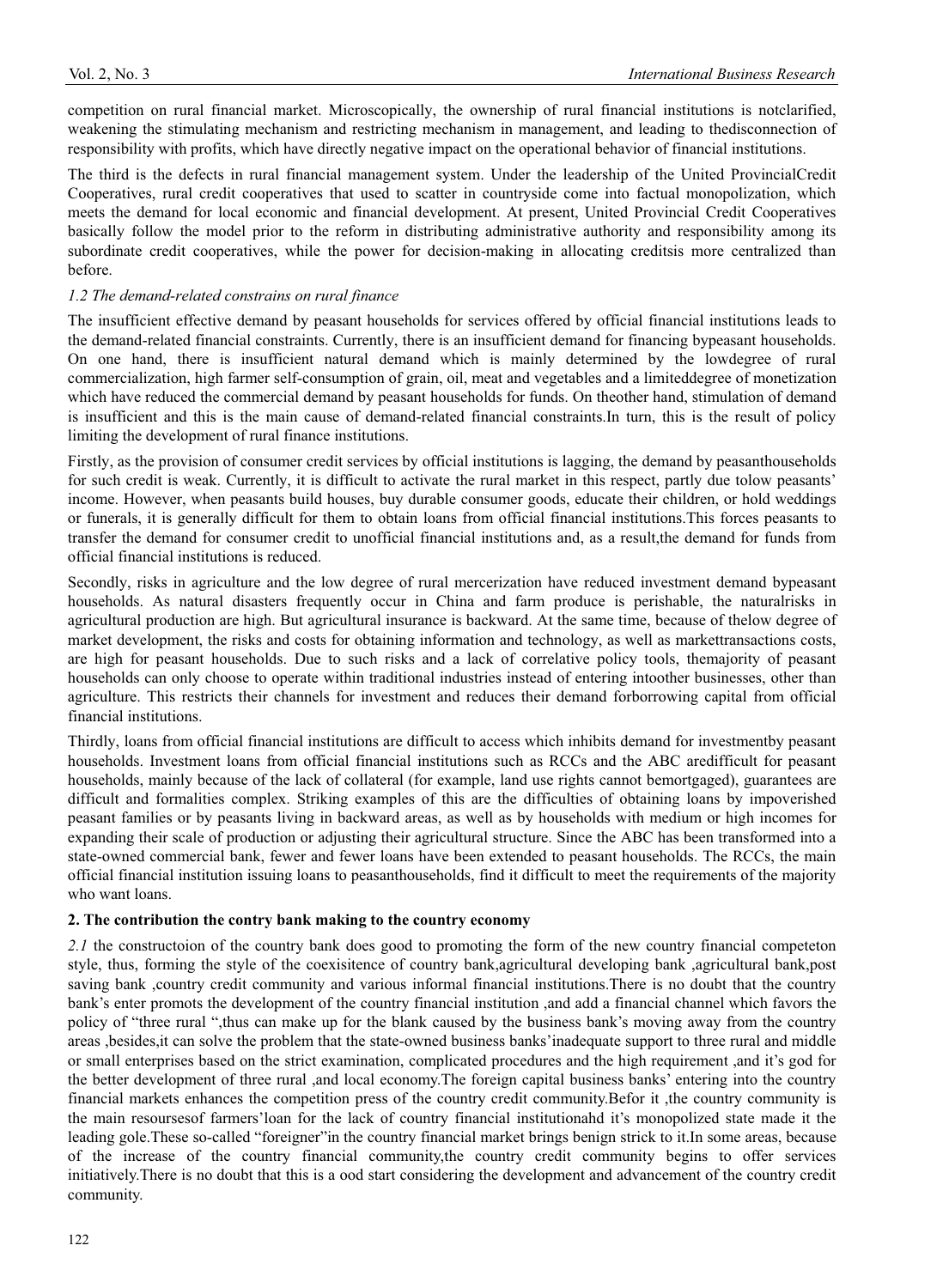competition on rural financial market. Microscopically, the ownership of rural financial institutions is notclarified, weakening the stimulating mechanism and restricting mechanism in management, and leading to thedisconnection of responsibility with profits, which have directly negative impact on the operational behavior of financial institutions.

The third is the defects in rural financial management system. Under the leadership of the United ProvincialCredit Cooperatives, rural credit cooperatives that used to scatter in countryside come into factual monopolization, which meets the demand for local economic and financial development. At present, United Provincial Credit Cooperatives basically follow the model prior to the reform in distributing administrative authority and responsibility among its subordinate credit cooperatives, while the power for decision-making in allocating creditsis more centralized than before.

### *1.2 The demand-related constrains on rural finance*

The insufficient effective demand by peasant households for services offered by official financial institutions leads to the demand-related financial constraints. Currently, there is an insufficient demand for financing bypeasant households. On one hand, there is insufficient natural demand which is mainly determined by the lowdegree of rural commercialization, high farmer self-consumption of grain, oil, meat and vegetables and a limiteddegree of monetization which have reduced the commercial demand by peasant households for funds. On theother hand, stimulation of demand is insufficient and this is the main cause of demand-related financial constraints.In turn, this is the result of policy limiting the development of rural finance institutions.

Firstly, as the provision of consumer credit services by official institutions is lagging, the demand by peasanthouseholds for such credit is weak. Currently, it is difficult to activate the rural market in this respect, partly due tolow peasants' income. However, when peasants build houses, buy durable consumer goods, educate their children, or hold weddings or funerals, it is generally difficult for them to obtain loans from official financial institutions.This forces peasants to transfer the demand for consumer credit to unofficial financial institutions and, as a result,the demand for funds from official financial institutions is reduced.

Secondly, risks in agriculture and the low degree of rural mercerization have reduced investment demand bypeasant households. As natural disasters frequently occur in China and farm produce is perishable, the naturalrisks in agricultural production are high. But agricultural insurance is backward. At the same time, because of thelow degree of market development, the risks and costs for obtaining information and technology, as well as markettransactions costs, are high for peasant households. Due to such risks and a lack of correlative policy tools, themajority of peasant households can only choose to operate within traditional industries instead of entering intoother businesses, other than agriculture. This restricts their channels for investment and reduces their demand forborrowing capital from official financial institutions.

Thirdly, loans from official financial institutions are difficult to access which inhibits demand for investmentby peasant households. Investment loans from official financial institutions such as RCCs and the ABC aredifficult for peasant households, mainly because of the lack of collateral (for example, land use rights cannot bemortgaged), guarantees are difficult and formalities complex. Striking examples of this are the difficulties of obtaining loans by impoverished peasant families or by peasants living in backward areas, as well as by households with medium or high incomes for expanding their scale of production or adjusting their agricultural structure. Since the ABC has been transformed into a state-owned commercial bank, fewer and fewer loans have been extended to peasant households. The RCCs, the main official financial institution issuing loans to peasanthouseholds, find it difficult to meet the requirements of the majority who want loans.

## 2. The contribution the contry bank making to the country economy

*2.1* the constructoion of the country bank does good to promoting the form of the new country financial competeton style, thus, forming the style of the coexisitence of country bank,agricultural developing bank ,agricultural bank,post saving bank ,country credit community and various informal financial institutions.There is no doubt that the country bank's enter promots the development of the country financial institution ,and add a financial channel which favors the policy of "three rural ",thus can make up for the blank caused by the business bank's moving away from the country areas ,besides,it can solve the problem that the state-owned business banks'inadequate support to three rural and middle or small enterprises based on the strict examination, complicated procedures and the high requirement ,and it's god for the better development of three rural ,and local economy.The foreign capital business banks' entering into the country financial markets enhances the competition press of the country credit community.Befor it ,the country community is the main resoursesof farmers'loan for the lack of country financial institutionahd it's monopolized state made it the leading gole.These so-called "foreigner"in the country financial market brings benign strick to it.In some areas, because of the increase of the country financial community,the country credit community begins to offer services initiatively.There is no doubt that this is a ood start considering the development and advancement of the country credit community.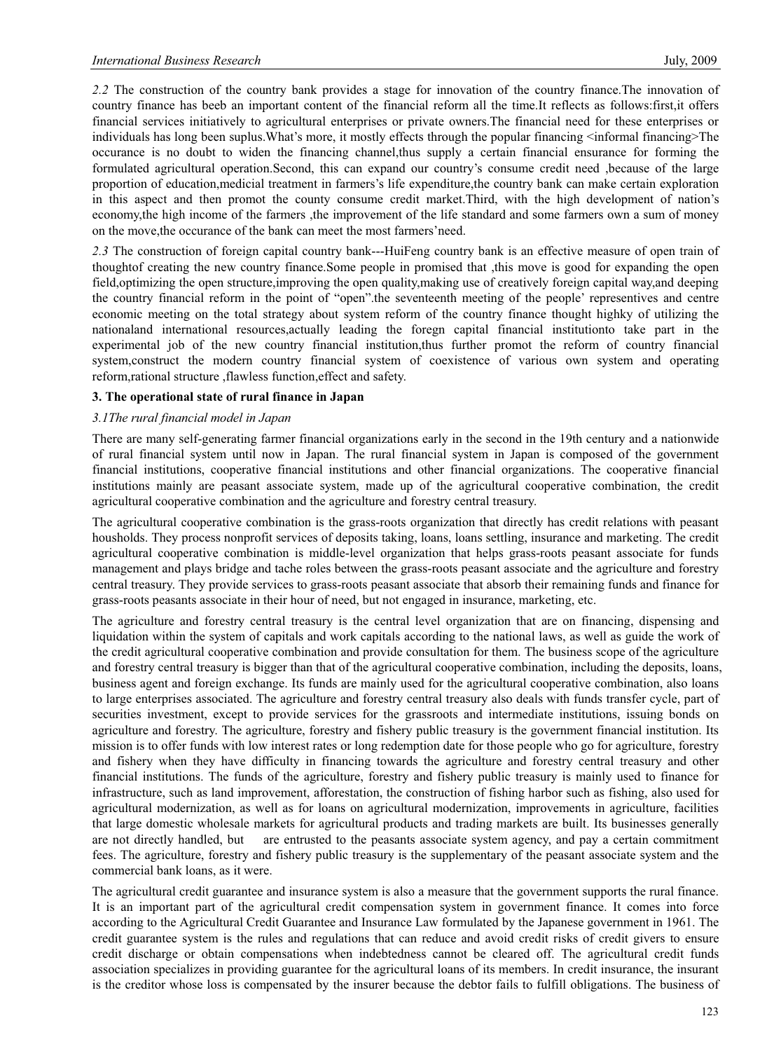*2.2* The construction of the country bank provides a stage for innovation of the country finance.The innovation of country finance has beeb an important content of the financial reform all the time.It reflects as follows:first,it offers financial services initiatively to agricultural enterprises or private owners.The financial need for these enterprises or individuals has long been suplus.What's more, it mostly effects through the popular financing <informal financing>The occurance is no doubt to widen the financing channel,thus supply a certain financial ensurance for forming the formulated agricultural operation.Second, this can expand our country's consume credit need ,because of the large proportion of education,medicial treatment in farmers's life expenditure,the country bank can make certain exploration in this aspect and then promot the county consume credit market.Third, with the high development of nation's economy,the high income of the farmers ,the improvement of the life standard and some farmers own a sum of money on the move,the occurance of the bank can meet the most farmers'need.

*2.3* The construction of foreign capital country bank---HuiFeng country bank is an effective measure of open train of thoughtof creating the new country finance.Some people in promised that ,this move is good for expanding the open field,optimizing the open structure,improving the open quality,making use of creatively foreign capital way,and deeping the country financial reform in the point of "open".the seventeenth meeting of the people' representives and centre economic meeting on the total strategy about system reform of the country finance thought highky of utilizing the nationaland international resources,actually leading the foregn capital financial institutionto take part in the experimental job of the new country financial institution,thus further promot the reform of country financial system,construct the modern country financial system of coexistence of various own system and operating reform,rational structure ,flawless function,effect and safety.

## 3. The operational state of rural finance in Japan

### *3.1The rural financial model in Japan*

There are many self-generating farmer financial organizations early in the second in the 19th century and a nationwide of rural financial system until now in Japan. The rural financial system in Japan is composed of the government financial institutions, cooperative financial institutions and other financial organizations. The cooperative financial institutions mainly are peasant associate system, made up of the agricultural cooperative combination, the credit agricultural cooperative combination and the agriculture and forestry central treasury.

The agricultural cooperative combination is the grass-roots organization that directly has credit relations with peasant housholds. They process nonprofit services of deposits taking, loans, loans settling, insurance and marketing. The credit agricultural cooperative combination is middle-level organization that helps grass-roots peasant associate for funds management and plays bridge and tache roles between the grass-roots peasant associate and the agriculture and forestry central treasury. They provide services to grass-roots peasant associate that absorb their remaining funds and finance for grass-roots peasants associate in their hour of need, but not engaged in insurance, marketing, etc.

The agriculture and forestry central treasury is the central level organization that are on financing, dispensing and liquidation within the system of capitals and work capitals according to the national laws, as well as guide the work of the credit agricultural cooperative combination and provide consultation for them. The business scope of the agriculture and forestry central treasury is bigger than that of the agricultural cooperative combination, including the deposits, loans, business agent and foreign exchange. Its funds are mainly used for the agricultural cooperative combination, also loans to large enterprises associated. The agriculture and forestry central treasury also deals with funds transfer cycle, part of securities investment, except to provide services for the grassroots and intermediate institutions, issuing bonds on agriculture and forestry. The agriculture, forestry and fishery public treasury is the government financial institution. Its mission is to offer funds with low interest rates or long redemption date for those people who go for agriculture, forestry and fishery when they have difficulty in financing towards the agriculture and forestry central treasury and other financial institutions. The funds of the agriculture, forestry and fishery public treasury is mainly used to finance for infrastructure, such as land improvement, afforestation, the construction of fishing harbor such as fishing, also used for agricultural modernization, as well as for loans on agricultural modernization, improvements in agriculture, facilities that large domestic wholesale markets for agricultural products and trading markets are built. Its businesses generally are not directly handled, but are entrusted to the peasants associate system agency, and pay a certain commitment fees. The agriculture, forestry and fishery public treasury is the supplementary of the peasant associate system and the commercial bank loans, as it were.

The agricultural credit guarantee and insurance system is also a measure that the government supports the rural finance. It is an important part of the agricultural credit compensation system in government finance. It comes into force according to the Agricultural Credit Guarantee and Insurance Law formulated by the Japanese government in 1961. The credit guarantee system is the rules and regulations that can reduce and avoid credit risks of credit givers to ensure credit discharge or obtain compensations when indebtedness cannot be cleared off. The agricultural credit funds association specializes in providing guarantee for the agricultural loans of its members. In credit insurance, the insurant is the creditor whose loss is compensated by the insurer because the debtor fails to fulfill obligations. The business of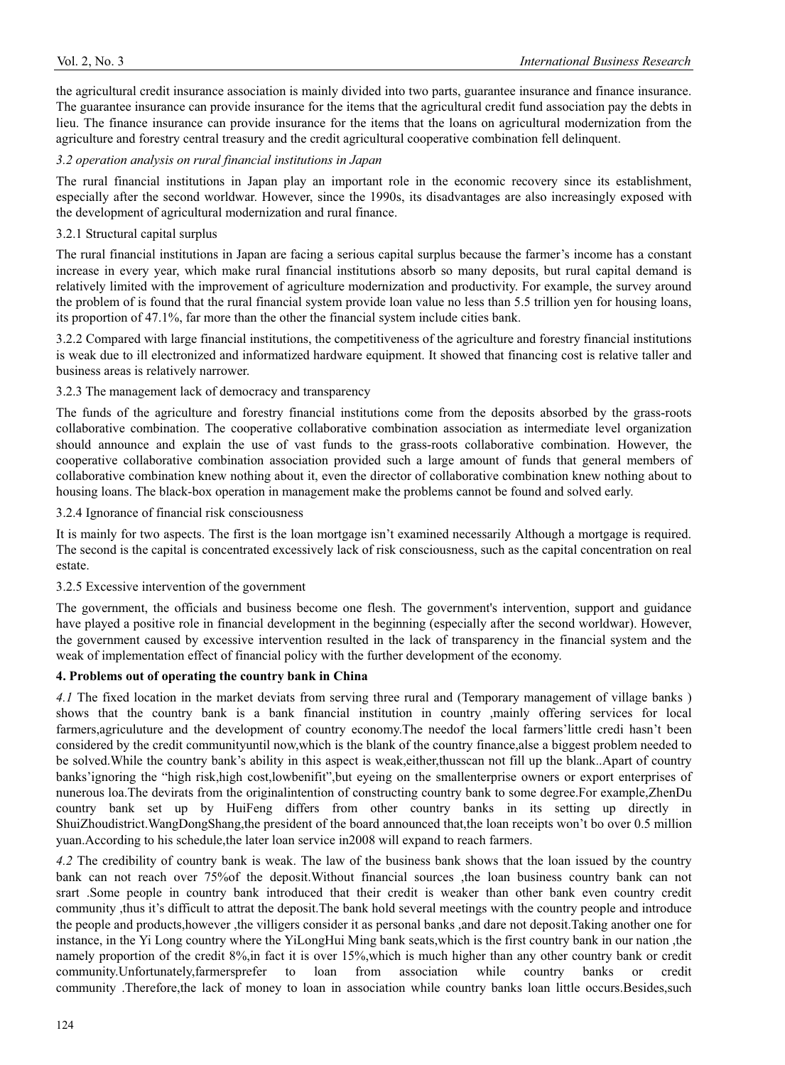the agricultural credit insurance association is mainly divided into two parts, guarantee insurance and finance insurance. The guarantee insurance can provide insurance for the items that the agricultural credit fund association pay the debts in lieu. The finance insurance can provide insurance for the items that the loans on agricultural modernization from the agriculture and forestry central treasury and the credit agricultural cooperative combination fell delinquent.

*3.2 operation analysis on rural financial institutions in Japan*

The rural financial institutions in Japan play an important role in the economic recovery since its establishment, especially after the second worldwar. However, since the 1990s, its disadvantages are also increasingly exposed with the development of agricultural modernization and rural finance.

3.2.1 Structural capital surplus

The rural financial institutions in Japan are facing a serious capital surplus because the farmer's income has a constant increase in every year, which make rural financial institutions absorb so many deposits, but rural capital demand is relatively limited with the improvement of agriculture modernization and productivity. For example, the survey around the problem of is found that the rural financial system provide loan value no less than 5.5 trillion yen for housing loans, its proportion of 47.1%, far more than the other the financial system include cities bank.

3.2.2 Compared with large financial institutions, the competitiveness of the agriculture and forestry financial institutions is weak due to ill electronized and informatized hardware equipment. It showed that financing cost is relative taller and business areas is relatively narrower.

3.2.3 The management lack of democracy and transparency

The funds of the agriculture and forestry financial institutions come from the deposits absorbed by the grass-roots collaborative combination. The cooperative collaborative combination association as intermediate level organization should announce and explain the use of vast funds to the grass-roots collaborative combination. However, the cooperative collaborative combination association provided such a large amount of funds that general members of collaborative combination knew nothing about it, even the director of collaborative combination knew nothing about to housing loans. The black-box operation in management make the problems cannot be found and solved early.

3.2.4 Ignorance of financial risk consciousness

It is mainly for two aspects. The first is the loan mortgage isn't examined necessarily Although a mortgage is required. The second is the capital is concentrated excessively lack of risk consciousness, such as the capital concentration on real estate.

3.2.5 Excessive intervention of the government

The government, the officials and business become one flesh. The government's intervention, support and guidance have played a positive role in financial development in the beginning (especially after the second worldwar). However, the government caused by excessive intervention resulted in the lack of transparency in the financial system and the weak of implementation effect of financial policy with the further development of the economy.

## 4. Problems out of operating the country bank in China

*4.1* The fixed location in the market deviats from serving three rural and (Temporary management of village banks ) shows that the country bank is a bank financial institution in country ,mainly offering services for local farmers,agriculuture and the development of country economy.The needof the local farmers'little credi hasn't been considered by the credit communityuntil now,which is the blank of the country finance,alse a biggest problem needed to be solved.While the country bank's ability in this aspect is weak,either,thusscan not fill up the blank..Apart of country banks'ignoring the "high risk,high cost,lowbenifit",but eyeing on the smallenterprise owners or export enterprises of nunerous loa.The devirats from the originalintention of constructing country bank to some degree.For example,ZhenDu country bank set up by HuiFeng differs from other country banks in its setting up directly in ShuiZhoudistrict.WangDongShang,the president of the board announced that,the loan receipts won't bo over 0.5 million yuan.According to his schedule,the later loan service in2008 will expand to reach farmers.

*4.2* The credibility of country bank is weak. The law of the business bank shows that the loan issued by the country bank can not reach over 75%of the deposit.Without financial sources ,the loan business country bank can not srart .Some people in country bank introduced that their credit is weaker than other bank even country credit community ,thus it's difficult to attrat the deposit.The bank hold several meetings with the country people and introduce the people and products,however ,the villigers consider it as personal banks ,and dare not deposit.Taking another one for instance, in the Yi Long country where the YiLongHui Ming bank seats,which is the first country bank in our nation ,the namely proportion of the credit 8%,in fact it is over 15%,which is much higher than any other country bank or credit community.Unfortunately,farmersprefer to loan from association while country banks or credit community .Therefore,the lack of money to loan in association while country banks loan little occurs.Besides,such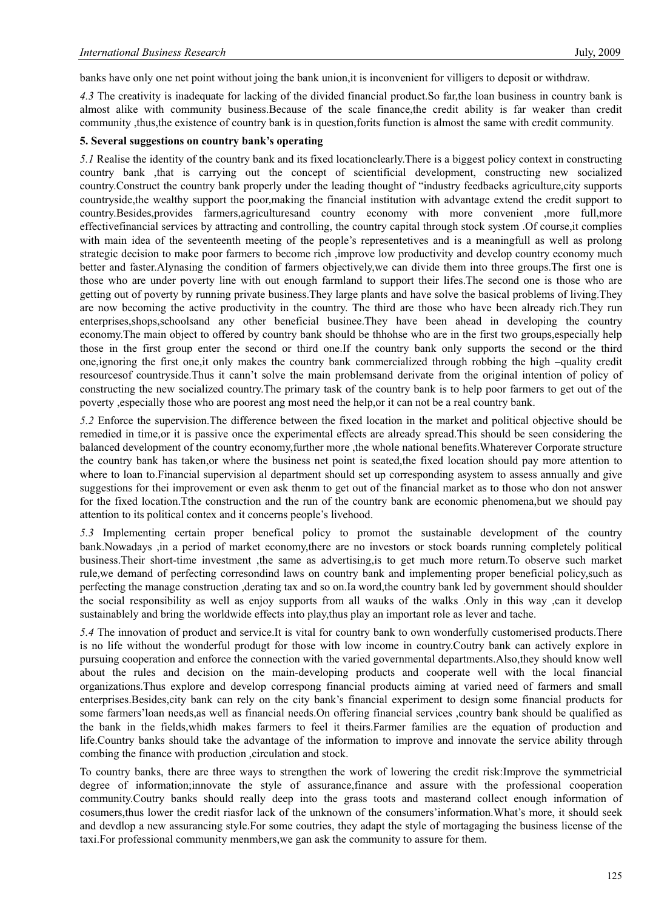banks have only one net point without joing the bank union,it is inconvenient for villigers to deposit or withdraw.

*4.3* The creativity is inadequate for lacking of the divided financial product.So far,the loan business in country bank is almost alike with community business.Because of the scale finance,the credit ability is far weaker than credit community ,thus,the existence of country bank is in question,forits function is almost the same with credit community.

### 5. Several suggestions on country bank's operating

*5.1* Realise the identity of the country bank and its fixed locationclearly.There is a biggest policy context in constructing country bank ,that is carrying out the concept of scientificial development, constructing new socialized country.Construct the country bank properly under the leading thought of "industry feedbacks agriculture,city supports countryside,the wealthy support the poor,making the financial institution with advantage extend the credit support to country.Besides,provides farmers,agriculturesand country economy with more convenient ,more full,more effectivefinancial services by attracting and controlling, the country capital through stock system .Of course,it complies with main idea of the seventeenth meeting of the people's representetives and is a meaningfull as well as prolong strategic decision to make poor farmers to become rich ,improve low productivity and develop country economy much better and faster.Alynasing the condition of farmers objectively,we can divide them into three groups.The first one is those who are under poverty line with out enough farmland to support their lifes.The second one is those who are getting out of poverty by running private business.They large plants and have solve the basical problems of living.They are now becoming the active productivity in the country. The third are those who have been already rich.They run enterprises,shops,schoolsand any other beneficial businee.They have been ahead in developing the country economy.The main object to offered by country bank should be thhohse who are in the first two groups,especially help those in the first group enter the second or third one.If the country bank only supports the second or the third one,ignoring the first one,it only makes the country bank commercialized through robbing the high –quality credit resourcesof countryside.Thus it cann't solve the main problemsand derivate from the original intention of policy of constructing the new socialized country.The primary task of the country bank is to help poor farmers to get out of the poverty ,especially those who are poorest ang most need the help,or it can not be a real country bank.

*5.2* Enforce the supervision.The difference between the fixed location in the market and political objective should be remedied in time,or it is passive once the experimental effects are already spread.This should be seen considering the balanced development of the country economy,further more ,the whole national benefits.Whaterever Corporate structure the country bank has taken,or where the business net point is seated,the fixed location should pay more attention to where to loan to.Financial supervision al department should set up corresponding asystem to assess annually and give suggestions for thei improvement or even ask thenm to get out of the financial market as to those who don not answer for the fixed location.Tthe construction and the run of the country bank are economic phenomena,but we should pay attention to its political contex and it concerns people's livehood.

*5.3* Implementing certain proper benefical policy to promot the sustainable development of the country bank.Nowadays ,in a period of market economy,there are no investors or stock boards running completely political business.Their short-time investment ,the same as advertising,is to get much more return.To observe such market rule,we demand of perfecting corresondind laws on country bank and implementing proper beneficial policy,such as perfecting the manage construction ,derating tax and so on.Ia word,the country bank led by government should shoulder the social responsibility as well as enjoy supports from all wauks of the walks .Only in this way ,can it develop sustainablely and bring the worldwide effects into play,thus play an important role as lever and tache.

*5.4* The innovation of product and service.It is vital for country bank to own wonderfully customerised products.There is no life without the wonderful produgt for those with low income in country.Coutry bank can actively explore in pursuing cooperation and enforce the connection with the varied governmental departments.Also,they should know well about the rules and decision on the main-developing products and cooperate well with the local financial organizations.Thus explore and develop correspong financial products aiming at varied need of farmers and small enterprises.Besides,city bank can rely on the city bank's financial experiment to design some financial products for some farmers'loan needs,as well as financial needs.On offering financial services ,country bank should be qualified as the bank in the fields,whidh makes farmers to feel it theirs.Farmer families are the equation of production and life.Country banks should take the advantage of the information to improve and innovate the service ability through combing the finance with production ,circulation and stock.

To country banks, there are three ways to strengthen the work of lowering the credit risk:Improve the symmetricial degree of information;innovate the style of assurance,finance and assure with the professional cooperation community.Coutry banks should really deep into the grass toots and masterand collect enough information of cosumers,thus lower the credit riasfor lack of the unknown of the consumers'information.What's more, it should seek and devdlop a new assurancing style.For some coutries, they adapt the style of mortagaging the business license of the taxi.For professional community menmbers,we gan ask the community to assure for them.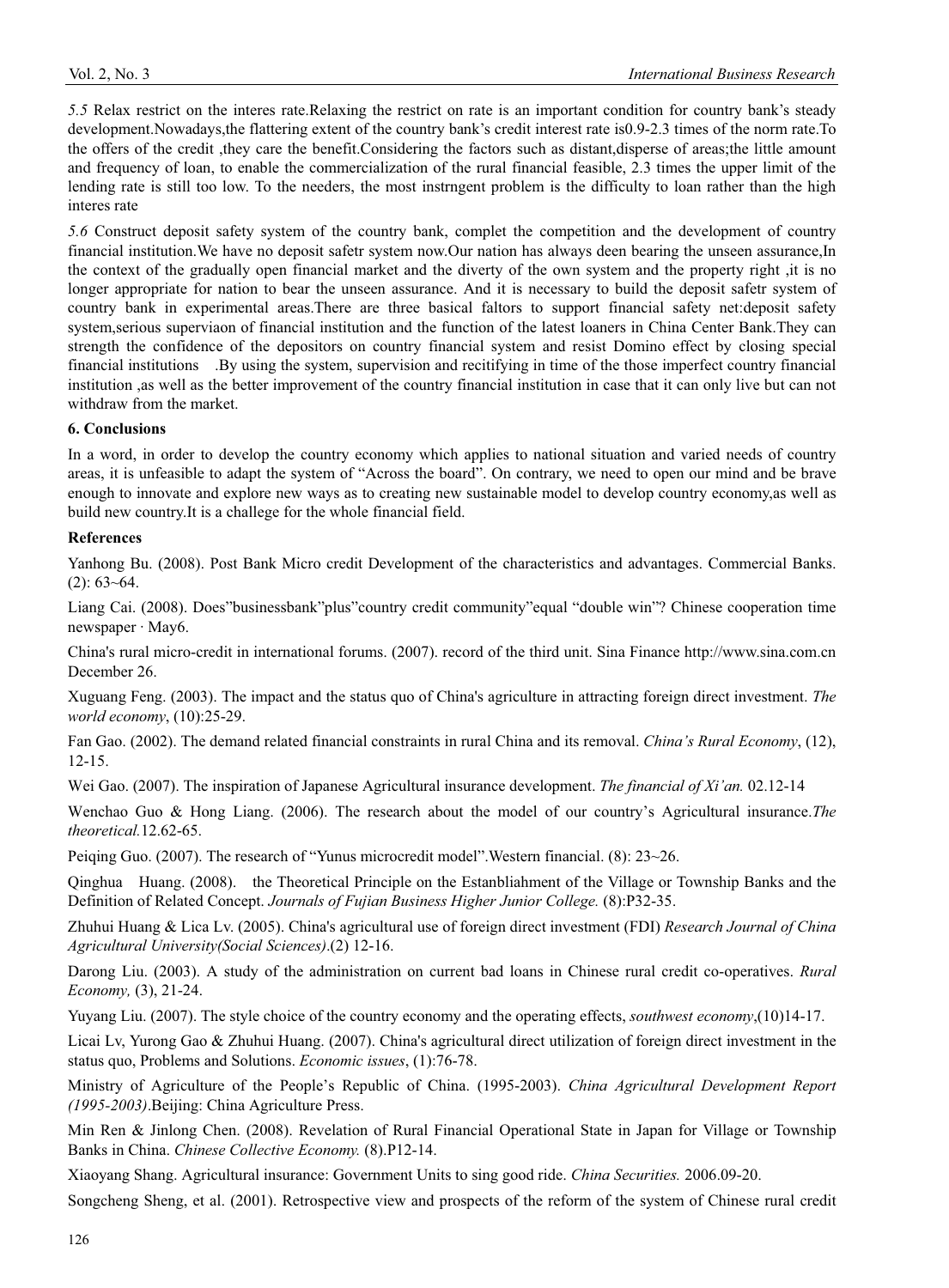*5.5* Relax restrict on the interes rate.Relaxing the restrict on rate is an important condition for country bank's steady development.Nowadays,the flattering extent of the country bank's credit interest rate is0.9-2.3 times of the norm rate.To the offers of the credit ,they care the benefit.Considering the factors such as distant,disperse of areas;the little amount and frequency of loan, to enable the commercialization of the rural financial feasible, 2.3 times the upper limit of the lending rate is still too low. To the needers, the most instrngent problem is the difficulty to loan rather than the high interes rate

*5.6* Construct deposit safety system of the country bank, complet the competition and the development of country financial institution.We have no deposit safetr system now.Our nation has always deen bearing the unseen assurance,In the context of the gradually open financial market and the diverty of the own system and the property right ,it is no longer appropriate for nation to bear the unseen assurance. And it is necessary to build the deposit safetr system of country bank in experimental areas.There are three basical faltors to support financial safety net:deposit safety system,serious superviaon of financial institution and the function of the latest loaners in China Center Bank.They can strength the confidence of the depositors on country financial system and resist Domino effect by closing special financial institutions .By using the system, supervision and recitifying in time of the those imperfect country financial institution ,as well as the better improvement of the country financial institution in case that it can only live but can not withdraw from the market.

**6. Conclusions**

In a word, in order to develop the country economy which applies to national situation and varied needs of country areas, it is unfeasible to adapt the system of "Across the board". On contrary, we need to open our mind and be brave enough to innovate and explore new ways as to creating new sustainable model to develop country economy,as well as build new country.It is a challege for the whole financial field.

**References**

Yanhong Bu. (2008). Post Bank Micro credit Development of the characteristics and advantages. Commercial Banks. (2): 63~64.

Liang Cai. (2008). Does"businessbank"plus"country credit community"equal "double win"? Chinese cooperation time newspaper · May6.

China's rural micro-credit in international forums. (2007). record of the third unit. Sina Finance http://www.sina.com.cn December 26.

Xuguang Feng. (2003). The impact and the status quo of China's agriculture in attracting foreign direct investment. *The world economy*, (10):25-29.

Fan Gao. (2002). The demand related financial constraints in rural China and its removal. *China's Rural Economy*, (12), 12-15.

Wei Gao. (2007). The inspiration of Japanese Agricultural insurance development. *The financial of Xi'an.* 02.12-14

Wenchao Guo & Hong Liang. (2006). The research about the model of our country's Agricultural insurance.*The theoretical.*12.62-65.

Peiqing Guo. (2007). The research of "Yunus microcredit model".Western financial. (8): 23~26.

Qinghua Huang. (2008). the Theoretical Principle on the Estanbliahment of the Village or Township Banks and the Definition of Related Concept. *Journals of Fujian Business Higher Junior College.* (8):P32-35.

Zhuhui Huang & Lica Lv. (2005). China's agricultural use of foreign direct investment (FDI) *Research Journal of China Agricultural University(Social Sciences)*.(2) 12-16.

Darong Liu. (2003). A study of the administration on current bad loans in Chinese rural credit co-operatives. *Rural Economy,* (3), 21-24.

Yuyang Liu. (2007). The style choice of the country economy and the operating effects, *southwest economy*,(10)14-17.

Licai Lv, Yurong Gao & Zhuhui Huang. (2007). China's agricultural direct utilization of foreign direct investment in the status quo, Problems and Solutions. *Economic issues*, (1):76-78.

Ministry of Agriculture of the People's Republic of China. (1995-2003). *China Agricultural Development Report (1995-2003)*.Beijing: China Agriculture Press.

Min Ren & Jinlong Chen. (2008). Revelation of Rural Financial Operational State in Japan for Village or Township Banks in China. *Chinese Collective Economy.* (8).P12-14.

Xiaoyang Shang. Agricultural insurance: Government Units to sing good ride. *China Securities.* 2006.09-20.

Songcheng Sheng, et al. (2001). Retrospective view and prospects of the reform of the system of Chinese rural credit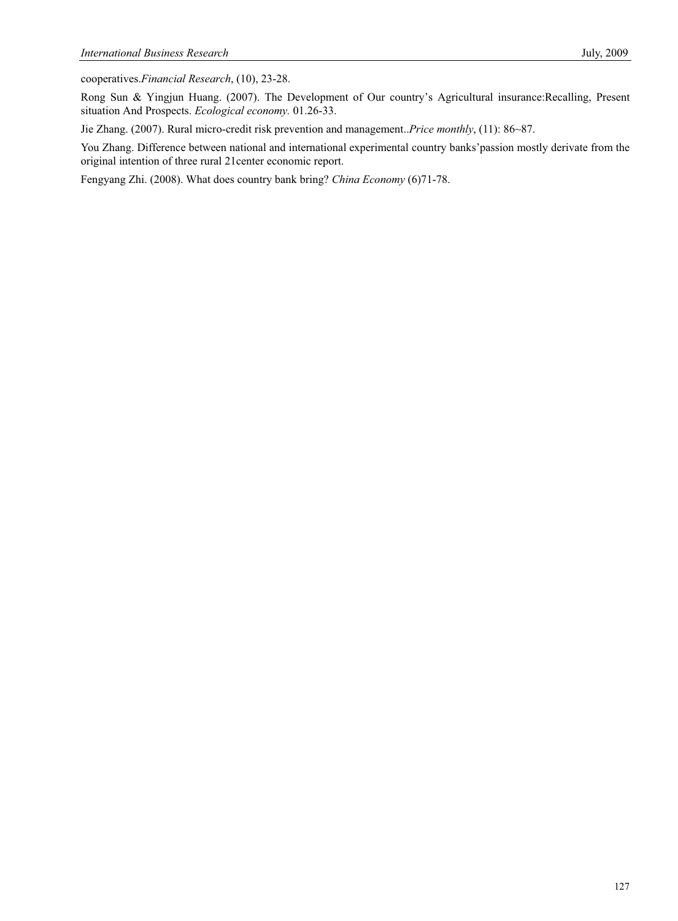cooperatives.*Financial Research*, (10), 23-28.

Rong Sun & Yingjun Huang. (2007). The Development of Our country's Agricultural insurance:Recalling, Present situation And Prospects. *Ecological economy.* 01.26-33.

Jie Zhang. (2007). Rural micro-credit risk prevention and management..*Price monthly*, (11): 86~87.

You Zhang. Difference between national and international experimental country banks'passion mostly derivate from the original intention of three rural 21center economic report.

Fengyang Zhi. (2008). What does country bank bring? *China Economy* (6)71-78.